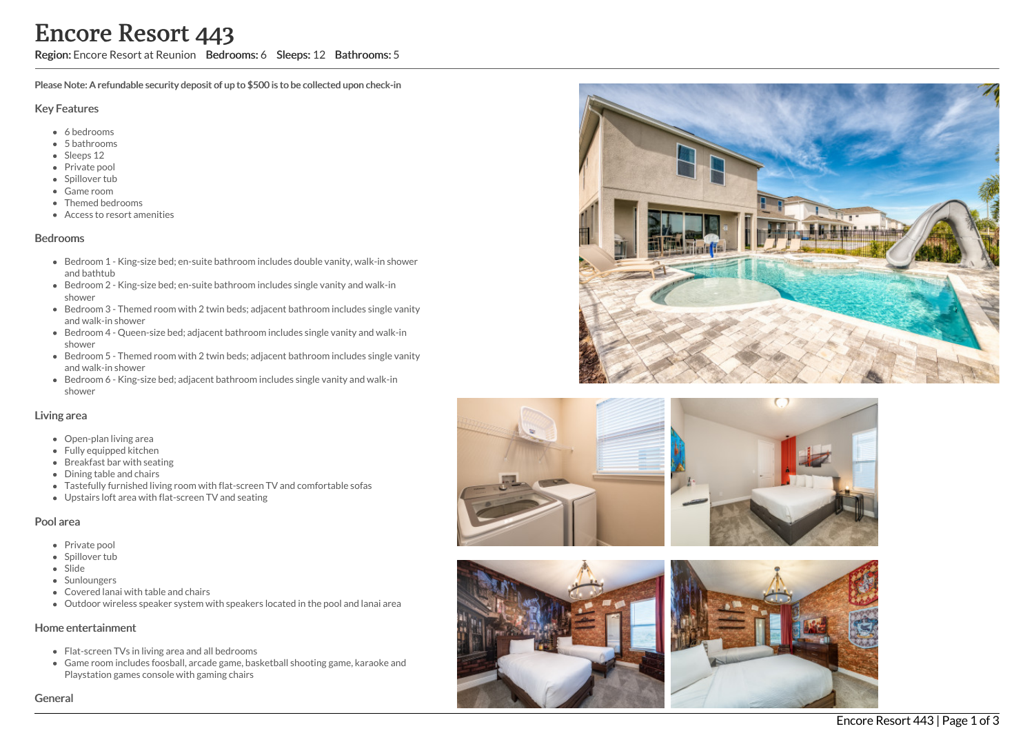# Encore Resort 443

**Region:** Encore Resort at Reunion **Bedrooms:** 6 **Sleeps:** 12 **Bathrooms:** 5

**Please Note: A refundable security deposit of up to $500 is to be collected upon check-in**

## Key Features

- 6 bedrooms
- 5 bathrooms
- Sleeps 12
- Private pool
- Spillover tub
- Game room
- Themed bedrooms
- Access to resort amenities

## Bedrooms

- Bedroom 1 - King-size bed; en-suite bathroom includes double vanity, walk-in shower and bathtub
- Bedroom 2 - King-size bed; en-suite bathroom includes single vanity and walk-in shower
- Bedroom 3 - Themed room with 2 twin beds; adjacent bathroom includes single vanity and walk-in shower
- Bedroom 4 - Queen-size bed; adjacent bathroom includes single vanity and walk-in shower
- Bedroom 5 - Themed room with 2 twin beds; adjacent bathroom includes single vanity and walk-in shower
- Bedroom 6 - King-size bed; adjacent bathroom includes single vanity and walk-in shower

## Living area

- Open-plan living area
- Fully equipped kitchen
- Breakfast bar with seating
- Dining table and chairs
- Tastefully furnished living room with flat-screen TV and comfortable sofas
- Upstairs loft area with flat-screen TV and seating

## Pool area

- Private pool
- Spillover tub
- Slide
- Sunloungers
- Covered lanai with table and chairs
- Outdoor wireless speaker system with speakers located in the pool and lanai area

## Home entertainment

- Flat-screen TVs in living area and all bedrooms
- Game room includes foosball, arcade game, basketball shooting game, karaoke and Playstation games console with gaming chairs

## General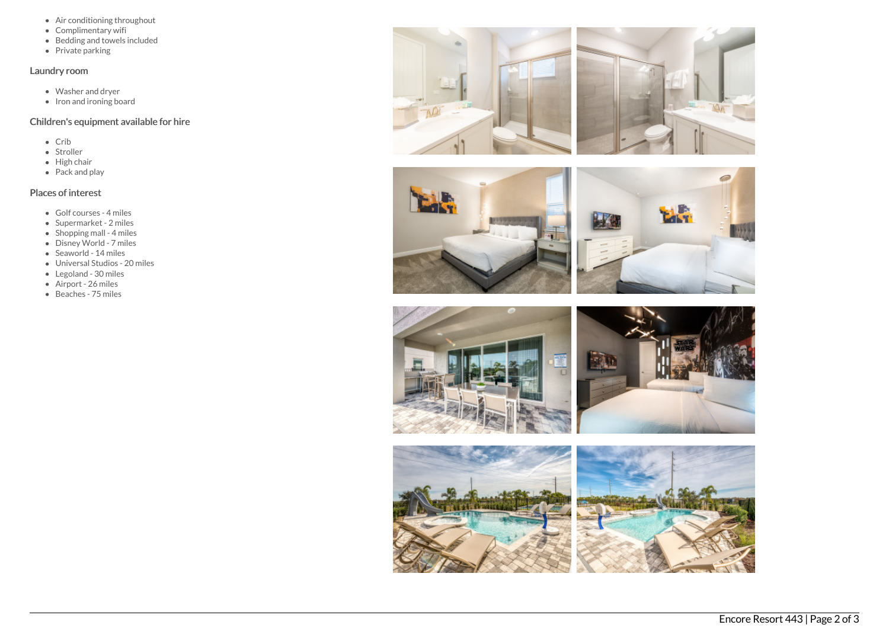- Air conditioning throughout
- Complimentary wifi
- Bedding and towels included
- Private parking

### Laundry room

- Washer and dryer
- Iron and ironing board

### Children's equipment available for hire

- Crib
- Stroller
- High chair
- Pack and play

### Places of interest

- Golf courses - 4 miles
- Supermarket - 2 miles
- Shopping mall - 4 miles
- Disney World - 7 miles
- Seaworld - 14 miles
- Universal Studios - 20 miles
- Legoland - 30 miles
- Airport - 26 miles
- Beaches - 75 miles